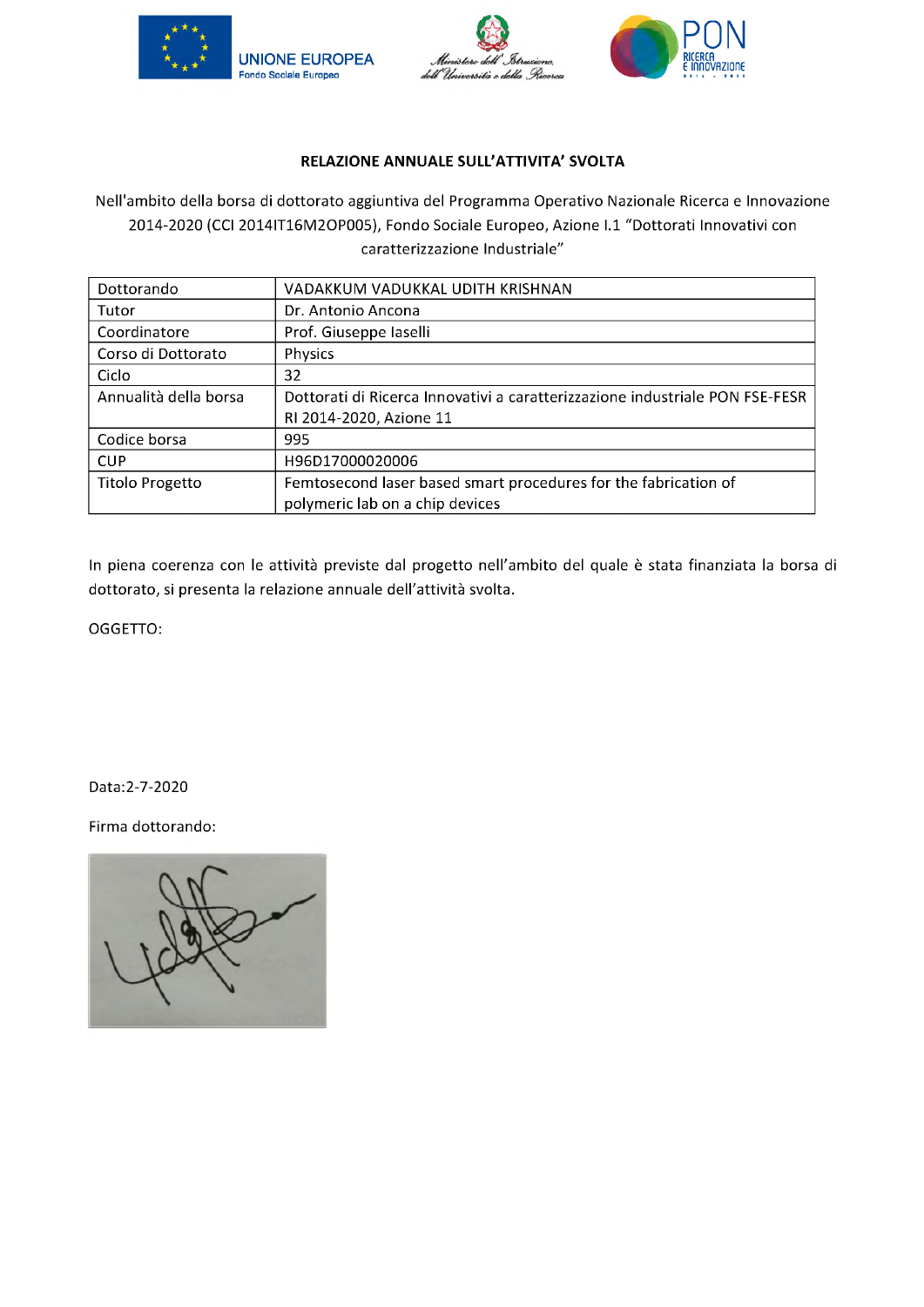**RELAZIONE ANNUALE SULL'ATTIVITA' SVOLTA**

Nell'ambito della borsa di dottorato aggiuntiva del Programma Operativo Nazionale Ricerca e Innovazione 2014-2020 (CCI 2014IT16M2OP005), Fondo Sociale Europeo, Azione I.1 "Dottorati Innovativi con caratterizzazione Industriale"

| | |
|---|---|
| Dottorando | VADAKKUM VADUKKAL UDITH KRISHNAN |
| Tutor | Dr. Antonio Ancona |
| Coordinatore | Prof. Giuseppe Iaselli |
| Corso di Dottorato | Physics |
| Ciclo | 32 |
| Annualità della borsa | Dottorati di Ricerca Innovativi a caratterizzazione industriale PON FSE-FESR RI 2014-2020, Azione 11 |
| Codice borsa | 995 |
| CUP | H96D17000020006 |
| Titolo Progetto | Femtosecond laser based smart procedures for the fabrication of polymeric lab on a chip devices |

In piena coerenza con le attività previste dal progetto nell'ambito del quale è stata finanziata la borsa di dottorato, si presenta la relazione annuale dell'attività svolta.

OGGETTO:

Data:2-7-2020

Firma dottorando: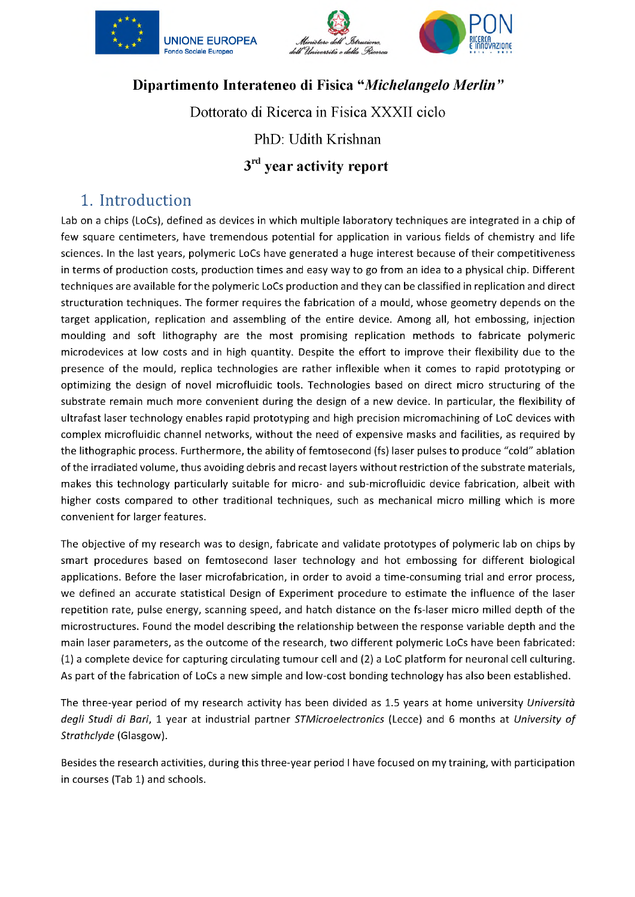**Dipartimento Interateneo di Fisica "*Michelangelo Merlin*"**

Dottorato di Ricerca in Fisica XXXII ciclo

PhD: Udith Krishnan

**3rd year activity report**

## 1. Introduction

Lab on a chips (LoCs), defined as devices in which multiple laboratory techniques are integrated in a chip of few square centimeters, have tremendous potential for application in various fields of chemistry and life sciences. In the last years, polymeric LoCs have generated a huge interest because of their competitiveness in terms of production costs, production times and easy way to go from an idea to a physical chip. Different techniques are available for the polymeric LoCs production and they can be classified in replication and direct structuration techniques. The former requires the fabrication of a mould, whose geometry depends on the target application, replication and assembling of the entire device. Among all, hot embossing, injection moulding and soft lithography are the most promising replication methods to fabricate polymeric microdevices at low costs and in high quantity. Despite the effort to improve their flexibility due to the presence of the mould, replica technologies are rather inflexible when it comes to rapid prototyping or optimizing the design of novel microfluidic tools. Technologies based on direct micro structuring of the substrate remain much more convenient during the design of a new device. In particular, the flexibility of ultrafast laser technology enables rapid prototyping and high precision micromachining of LoC devices with complex microfluidic channel networks, without the need of expensive masks and facilities, as required by the lithographic process. Furthermore, the ability of femtosecond (fs) laser pulses to produce "cold" ablation of the irradiated volume, thus avoiding debris and recast layers without restriction of the substrate materials, makes this technology particularly suitable for micro- and sub-microfluidic device fabrication, albeit with higher costs compared to other traditional techniques, such as mechanical micro milling which is more convenient for larger features.

The objective of my research was to design, fabricate and validate prototypes of polymeric lab on chips by smart procedures based on femtosecond laser technology and hot embossing for different biological applications. Before the laser microfabrication, in order to avoid a time-consuming trial and error process, we defined an accurate statistical Design of Experiment procedure to estimate the influence of the laser repetition rate, pulse energy, scanning speed, and hatch distance on the fs-laser micro milled depth of the microstructures. Found the model describing the relationship between the response variable depth and the main laser parameters, as the outcome of the research, two different polymeric LoCs have been fabricated: (1) a complete device for capturing circulating tumour cell and (2) a LoC platform for neuronal cell culturing. As part of the fabrication of LoCs a new simple and low-cost bonding technology has also been established.

The three-year period of my research activity has been divided as 1.5 years at home university *Università degli Studi di Bari*, 1 year at industrial partner *STMicroelectronics* (Lecce) and 6 months at *University of Strathclyde* (Glasgow).

Besides the research activities, during this three-year period I have focused on my training, with participation in courses (Tab 1) and schools.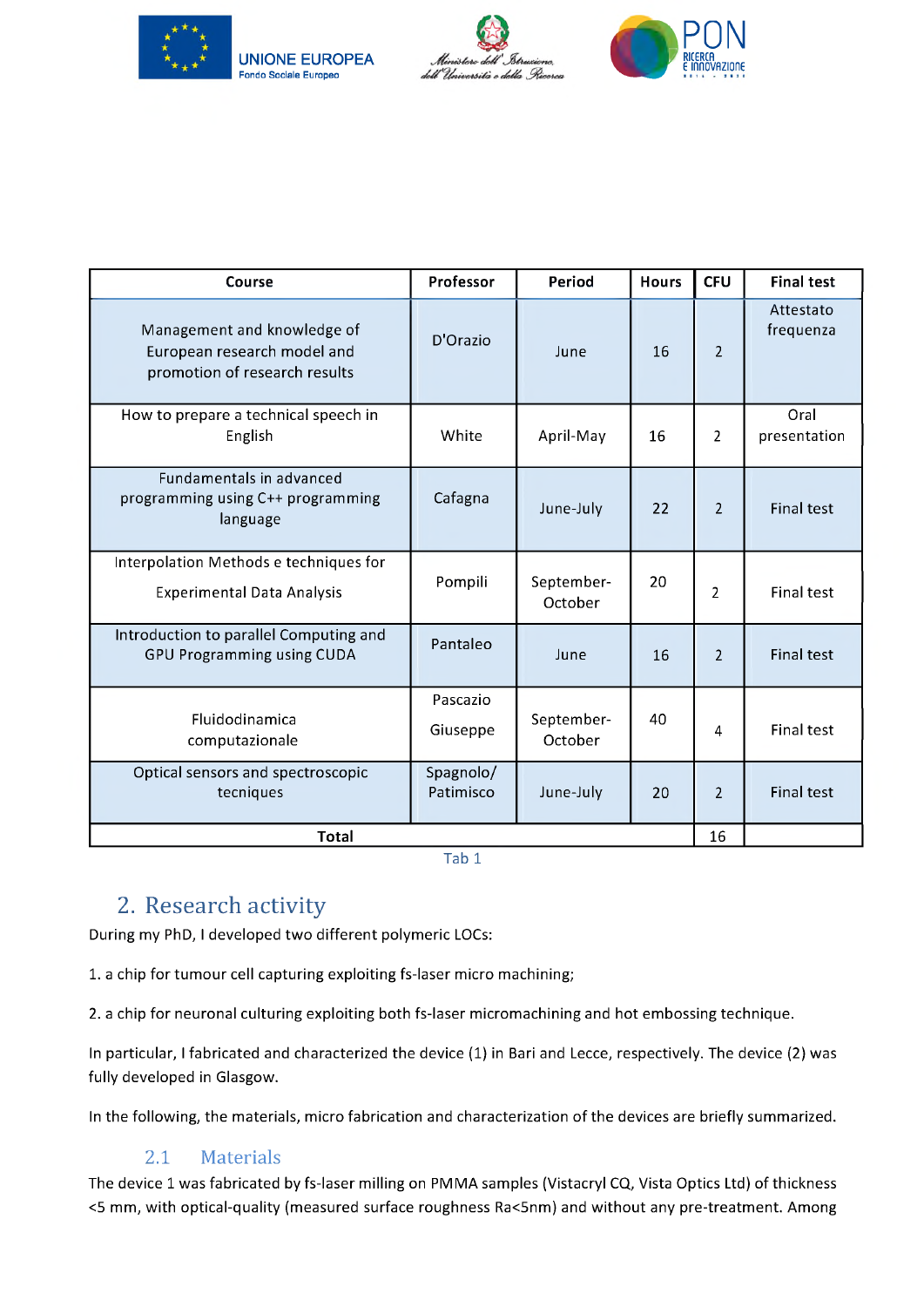| Course | Professor | Period | Hours | CFU | Final test |
|---|---|---|---|---|---|
| Management and knowledge of European research model and promotion of research results | D'Orazio | June | 16 | 2 | Attestato frequenza |
| How to prepare a technical speech in English | White | April-May | 16 | 2 | Oral presentation |
| Fundamentals in advanced programming using C++ programming language | Cafagna | June-July | 22 | 2 | Final test |
| Interpolation Methods e techniques for Experimental Data Analysis | Pompili | September-October | 20 | 2 | Final test |
| Introduction to parallel Computing and GPU Programming using CUDA | Pantaleo | June | 16 | 2 | Final test |
| Fluidodinamica computazionale | Pascazio Giuseppe | September-October | 40 | 4 | Final test |
| Optical sensors and spectroscopic tecniques | Spagnolo/ Patimisco | June-July | 20 | 2 | Final test |
| **Total** | | | | 16 | |

Tab 1

## 2. Research activity

During my PhD, I developed two different polymeric LOCs:

1. a chip for tumour cell capturing exploiting fs-laser micro machining;

2. a chip for neuronal culturing exploiting both fs-laser micromachining and hot embossing technique.

In particular, I fabricated and characterized the device (1) in Bari and Lecce, respectively. The device (2) was fully developed in Glasgow.

In the following, the materials, micro fabrication and characterization of the devices are briefly summarized.

### 2.1 Materials

The device 1 was fabricated by fs-laser milling on PMMA samples (Vistacryl CQ, Vista Optics Ltd) of thickness <5 mm, with optical-quality (measured surface roughness Ra<5nm) and without any pre-treatment. Among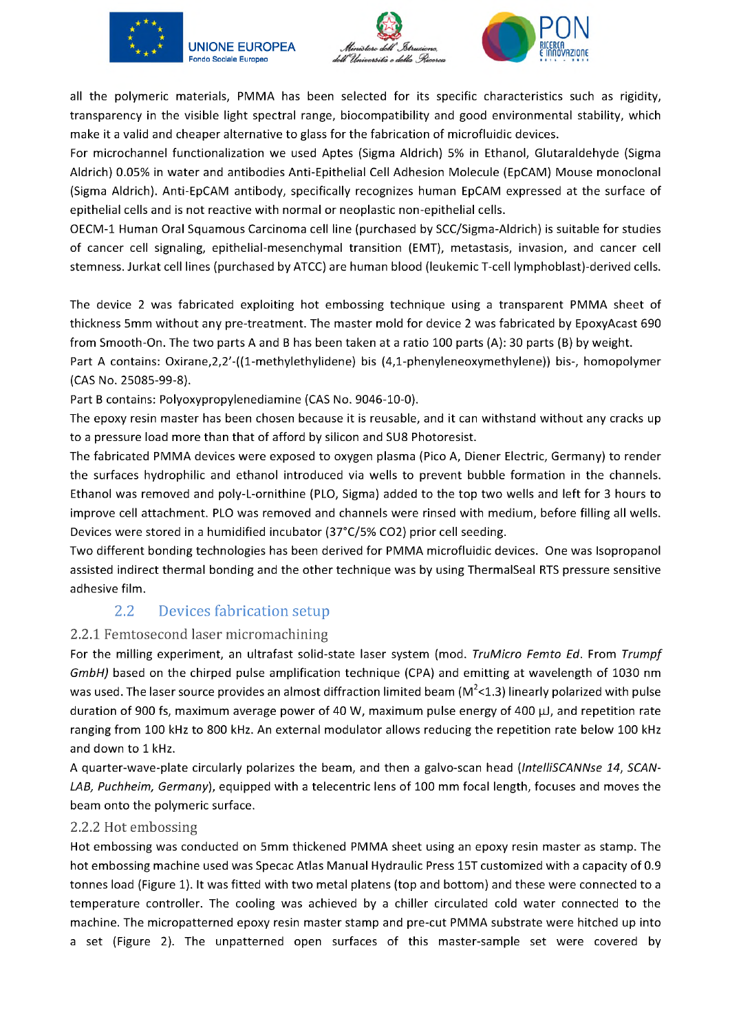all the polymeric materials, PMMA has been selected for its specific characteristics such as rigidity, transparency in the visible light spectral range, biocompatibility and good environmental stability, which make it a valid and cheaper alternative to glass for the fabrication of microfluidic devices.

For microchannel functionalization we used Aptes (Sigma Aldrich) 5% in Ethanol, Glutaraldehyde (Sigma Aldrich) 0.05% in water and antibodies Anti-Epithelial Cell Adhesion Molecule (EpCAM) Mouse monoclonal (Sigma Aldrich). Anti-EpCAM antibody, specifically recognizes human EpCAM expressed at the surface of epithelial cells and is not reactive with normal or neoplastic non-epithelial cells.

OECM-1 Human Oral Squamous Carcinoma cell line (purchased by SCC/Sigma-Aldrich) is suitable for studies of cancer cell signaling, epithelial-mesenchymal transition (EMT), metastasis, invasion, and cancer cell stemness. Jurkat cell lines (purchased by ATCC) are human blood (leukemic T-cell lymphoblast)-derived cells.

The device 2 was fabricated exploiting hot embossing technique using a transparent PMMA sheet of thickness 5mm without any pre-treatment. The master mold for device 2 was fabricated by EpoxyAcast 690 from Smooth-On. The two parts A and B has been taken at a ratio 100 parts (A): 30 parts (B) by weight.

Part A contains: Oxirane,2,2'-((1-methylethylidene) bis (4,1-phenyleneoxymethylene)) bis-, homopolymer (CAS No. 25085-99-8).

Part B contains: Polyoxypropylenediamine (CAS No. 9046-10-0).

The epoxy resin master has been chosen because it is reusable, and it can withstand without any cracks up to a pressure load more than that of afford by silicon and SU8 Photoresist.

The fabricated PMMA devices were exposed to oxygen plasma (Pico A, Diener Electric, Germany) to render the surfaces hydrophilic and ethanol introduced via wells to prevent bubble formation in the channels. Ethanol was removed and poly-L-ornithine (PLO, Sigma) added to the top two wells and left for 3 hours to improve cell attachment. PLO was removed and channels were rinsed with medium, before filling all wells. Devices were stored in a humidified incubator (37°C/5% $CO_2$) prior cell seeding.

Two different bonding technologies has been derived for PMMA microfluidic devices. One was Isopropanol assisted indirect thermal bonding and the other technique was by using ThermalSeal RTS pressure sensitive adhesive film.

## 2.2 Devices fabrication setup

### 2.2.1 Femtosecond laser micromachining

For the milling experiment, an ultrafast solid-state laser system (mod. *TruMicro Femto Ed*. From *Trumpf GmbH)* based on the chirped pulse amplification technique (CPA) and emitting at wavelength of 1030 nm was used. The laser source provides an almost diffraction limited beam ($M^2$<1.3) linearly polarized with pulse duration of 900 fs, maximum average power of 40 W, maximum pulse energy of 400 μJ, and repetition rate ranging from 100 kHz to 800 kHz. An external modulator allows reducing the repetition rate below 100 kHz and down to 1 kHz.

A quarter-wave-plate circularly polarizes the beam, and then a galvo-scan head (*IntelliSCANNse 14, SCAN-LAB, Puchheim, Germany*), equipped with a telecentric lens of 100 mm focal length, focuses and moves the beam onto the polymeric surface.

### 2.2.2 Hot embossing

Hot embossing was conducted on 5mm thickened PMMA sheet using an epoxy resin master as stamp. The hot embossing machine used was Specac Atlas Manual Hydraulic Press 15T customized with a capacity of 0.9 tonnes load (Figure 1). It was fitted with two metal platens (top and bottom) and these were connected to a temperature controller. The cooling was achieved by a chiller circulated cold water connected to the machine. The micropatterned epoxy resin master stamp and pre-cut PMMA substrate were hitched up into a set (Figure 2). The unpatterned open surfaces of this master-sample set were covered by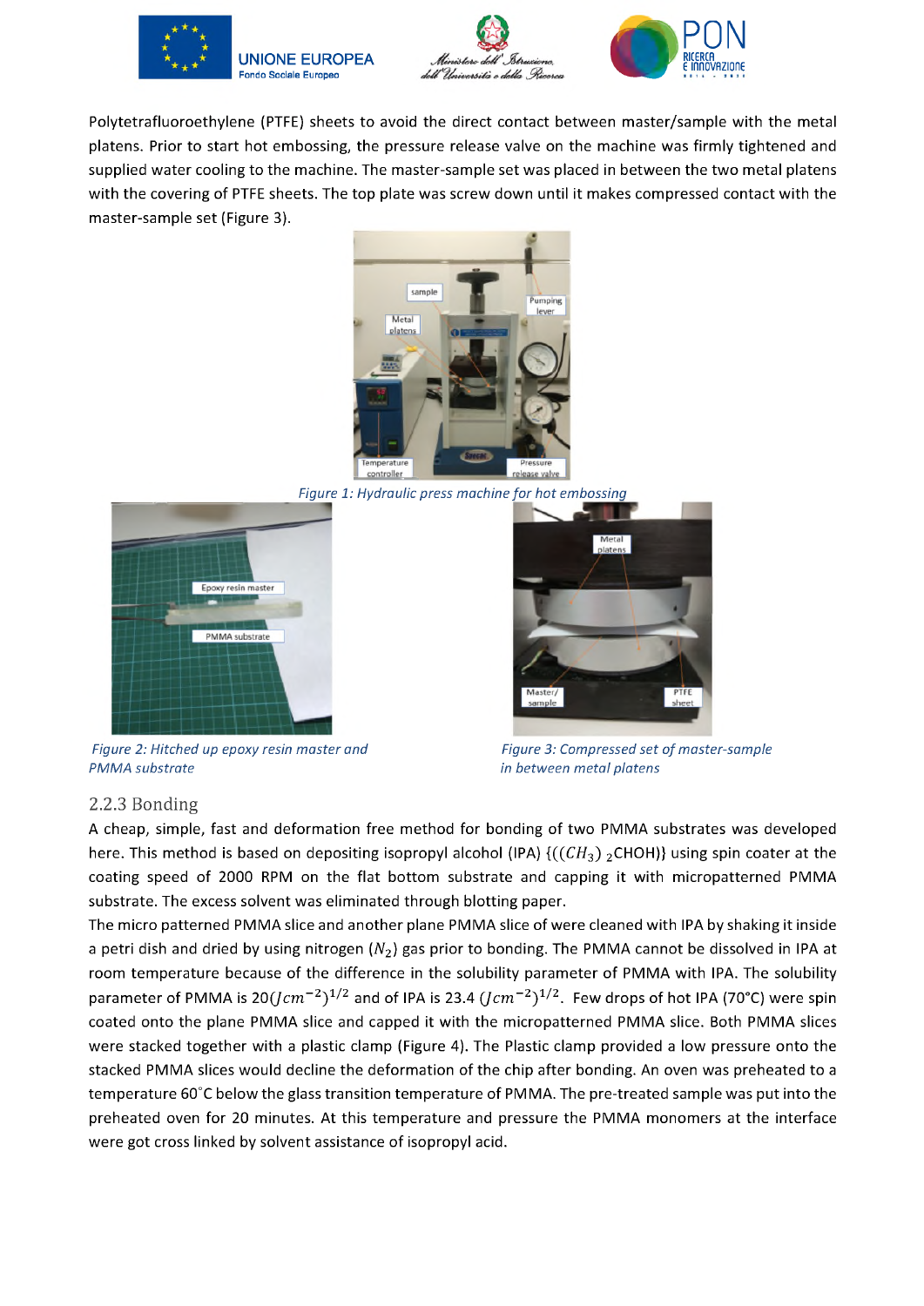Polytetrafluoroethylene (PTFE) sheets to avoid the direct contact between master/sample with the metal platens. Prior to start hot embossing, the pressure release valve on the machine was firmly tightened and supplied water cooling to the machine. The master-sample set was placed in between the two metal platens with the covering of PTFE sheets. The top plate was screw down until it makes compressed contact with the master-sample set (Figure 3).

*Figure 1: Hydraulic press machine for hot embossing*

*Figure 2: Hitched up epoxy resin master and PMMA substrate*

*Figure 3: Compressed set of master-sample in between metal platens*

### 2.2.3 Bonding

A cheap, simple, fast and deformation free method for bonding of two PMMA substrates was developed here. This method is based on depositing isopropyl alcohol (IPA) $\{((CH_3)\ _2CHOH)\}$ using spin coater at the coating speed of 2000 RPM on the flat bottom substrate and capping it with micropatterned PMMA substrate. The excess solvent was eliminated through blotting paper.

The micro patterned PMMA slice and another plane PMMA slice of were cleaned with IPA by shaking it inside a petri dish and dried by using nitrogen ($N_2$) gas prior to bonding. The PMMA cannot be dissolved in IPA at room temperature because of the difference in the solubility parameter of PMMA with IPA. The solubility parameter of PMMA is $20(Jcm^{-2})^{1/2}$ and of IPA is $23.4\ (Jcm^{-2})^{1/2}$. Few drops of hot IPA (70°C) were spin coated onto the plane PMMA slice and capped it with the micropatterned PMMA slice. Both PMMA slices were stacked together with a plastic clamp (Figure 4). The Plastic clamp provided a low pressure onto the stacked PMMA slices would decline the deformation of the chip after bonding. An oven was preheated to a temperature 60°C below the glass transition temperature of PMMA. The pre-treated sample was put into the preheated oven for 20 minutes. At this temperature and pressure the PMMA monomers at the interface were got cross linked by solvent assistance of isopropyl acid.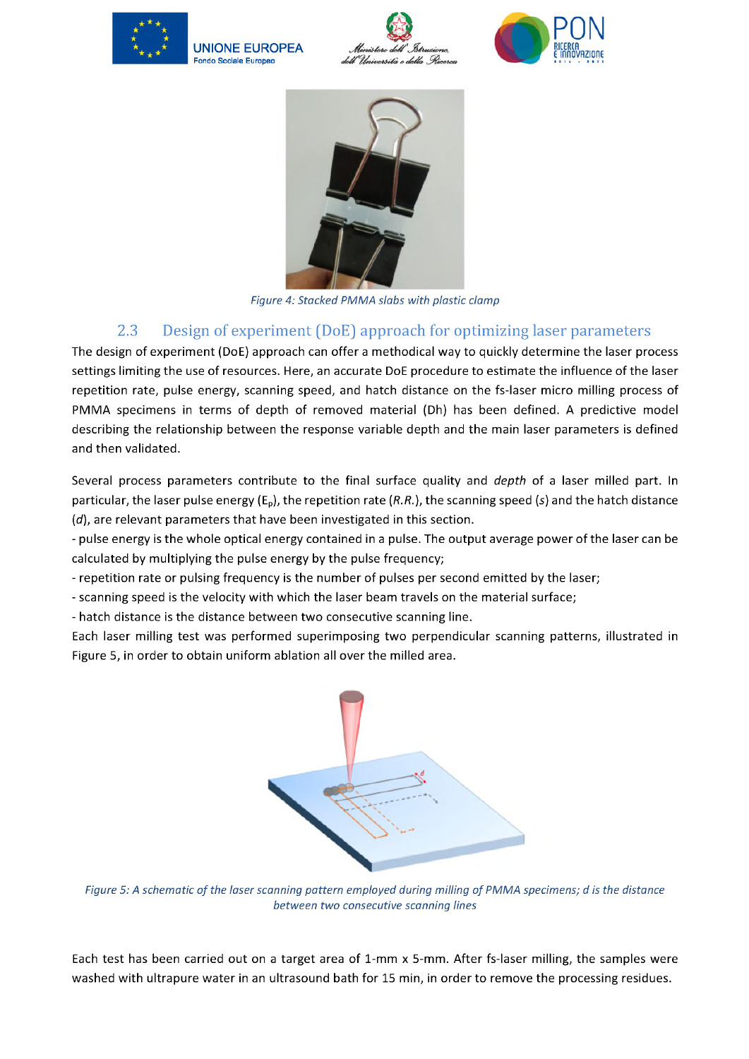Figure 4: Stacked PMMA slabs with plastic clamp

### 2.3 Design of experiment (DoE) approach for optimizing laser parameters

The design of experiment (DoE) approach can offer a methodical way to quickly determine the laser process settings limiting the use of resources. Here, an accurate DoE procedure to estimate the influence of the laser repetition rate, pulse energy, scanning speed, and hatch distance on the fs-laser micro milling process of PMMA specimens in terms of depth of removed material (Dh) has been defined. A predictive model describing the relationship between the response variable depth and the main laser parameters is defined and then validated.

Several process parameters contribute to the final surface quality and *depth* of a laser milled part. In particular, the laser pulse energy ($E_p$), the repetition rate (*R.R.*), the scanning speed (*s*) and the hatch distance (*d*), are relevant parameters that have been investigated in this section.

- pulse energy is the whole optical energy contained in a pulse. The output average power of the laser can be calculated by multiplying the pulse energy by the pulse frequency;
- repetition rate or pulsing frequency is the number of pulses per second emitted by the laser;
- scanning speed is the velocity with which the laser beam travels on the material surface;
- hatch distance is the distance between two consecutive scanning line.

Each laser milling test was performed superimposing two perpendicular scanning patterns, illustrated in Figure 5, in order to obtain uniform ablation all over the milled area.

*Figure 5: A schematic of the laser scanning pattern employed during milling of PMMA specimens; d is the distance between two consecutive scanning lines*

Each test has been carried out on a target area of 1-mm x 5-mm. After fs-laser milling, the samples were washed with ultrapure water in an ultrasound bath for 15 min, in order to remove the processing residues.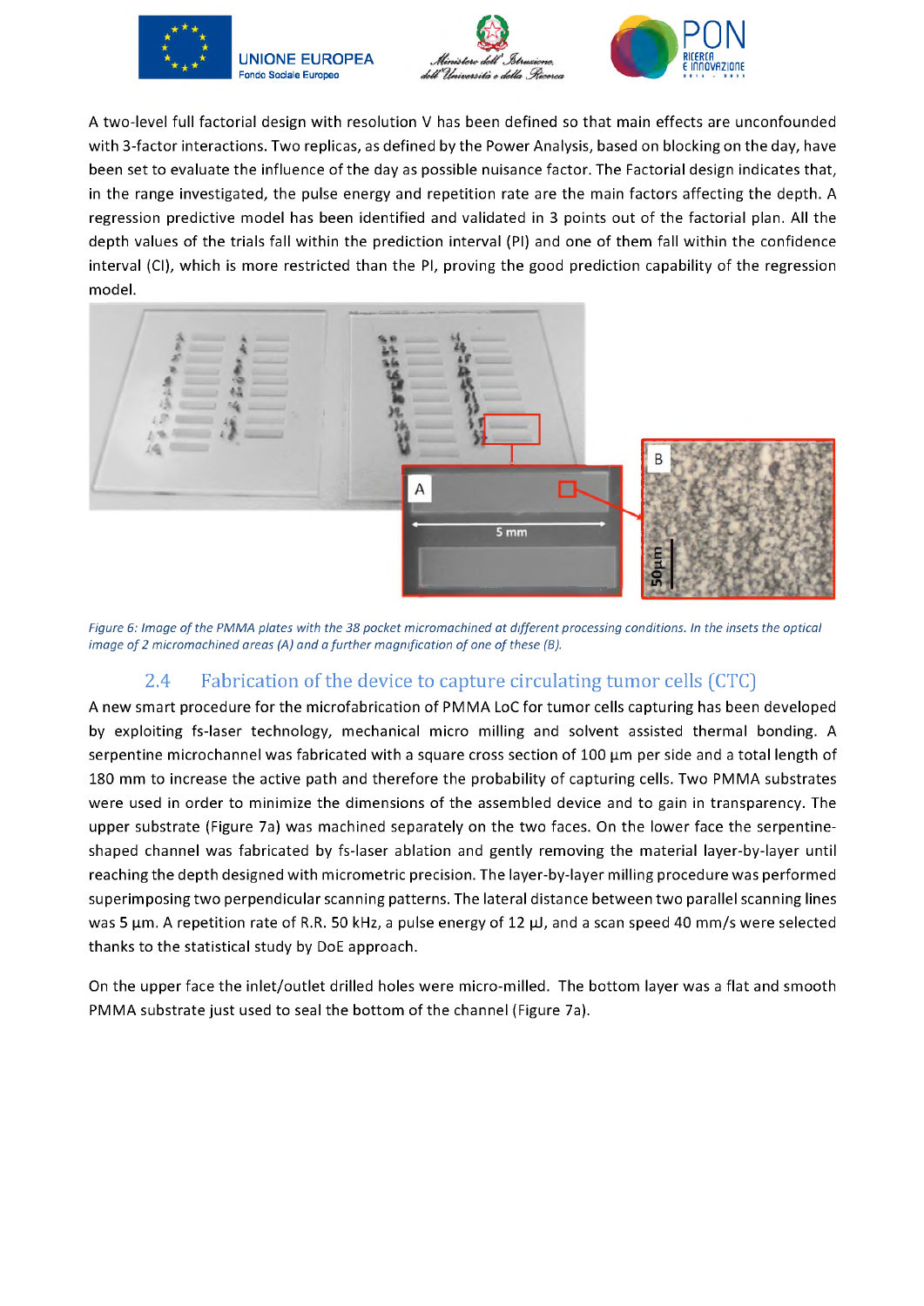A two-level full factorial design with resolution V has been defined so that main effects are unconfounded with 3-factor interactions. Two replicas, as defined by the Power Analysis, based on blocking on the day, have been set to evaluate the influence of the day as possible nuisance factor. The Factorial design indicates that, in the range investigated, the pulse energy and repetition rate are the main factors affecting the depth. A regression predictive model has been identified and validated in 3 points out of the factorial plan. All the depth values of the trials fall within the prediction interval (PI) and one of them fall within the confidence interval (CI), which is more restricted than the PI, proving the good prediction capability of the regression model.

*Figure 6: Image of the PMMA plates with the 38 pocket micromachined at different processing conditions. In the insets the optical image of 2 micromachined areas (A) and a further magnification of one of these (B).*

## 2.4 Fabrication of the device to capture circulating tumor cells (CTC)

A new smart procedure for the microfabrication of PMMA LoC for tumor cells capturing has been developed by exploiting fs-laser technology, mechanical micro milling and solvent assisted thermal bonding. A serpentine microchannel was fabricated with a square cross section of 100 µm per side and a total length of 180 mm to increase the active path and therefore the probability of capturing cells. Two PMMA substrates were used in order to minimize the dimensions of the assembled device and to gain in transparency. The upper substrate (Figure 7a) was machined separately on the two faces. On the lower face the serpentine-shaped channel was fabricated by fs-laser ablation and gently removing the material layer-by-layer until reaching the depth designed with micrometric precision. The layer-by-layer milling procedure was performed superimposing two perpendicular scanning patterns. The lateral distance between two parallel scanning lines was 5 µm. A repetition rate of R.R. 50 kHz, a pulse energy of 12 µJ, and a scan speed 40 mm/s were selected thanks to the statistical study by DoE approach.

On the upper face the inlet/outlet drilled holes were micro-milled. The bottom layer was a flat and smooth PMMA substrate just used to seal the bottom of the channel (Figure 7a).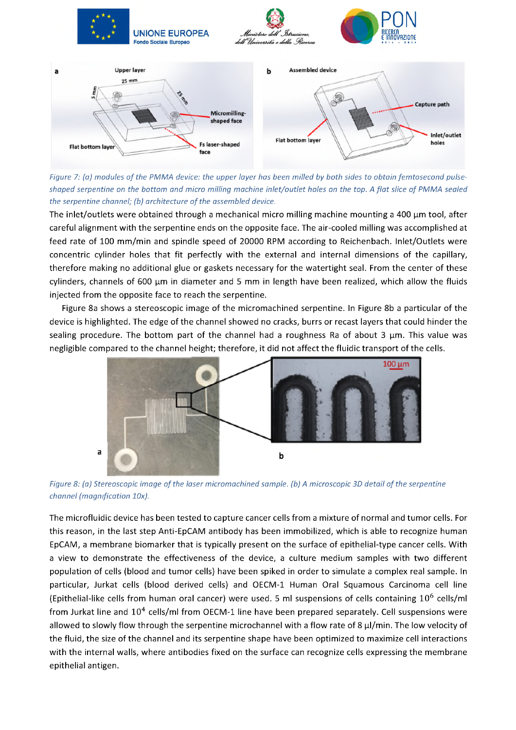*Figure 7: (a) modules of the PMMA device: the upper layer has been milled by both sides to obtain femtosecond pulse-shaped serpentine on the bottom and micro milling machine inlet/outlet holes on the top. A flat slice of PMMA sealed the serpentine channel; (b) architecture of the assembled device.*

The inlet/outlets were obtained through a mechanical micro milling machine mounting a 400 µm tool, after careful alignment with the serpentine ends on the opposite face. The air-cooled milling was accomplished at feed rate of 100 mm/min and spindle speed of 20000 RPM according to Reichenbach. Inlet/Outlets were concentric cylinder holes that fit perfectly with the external and internal dimensions of the capillary, therefore making no additional glue or gaskets necessary for the watertight seal. From the center of these cylinders, channels of 600 µm in diameter and 5 mm in length have been realized, which allow the fluids injected from the opposite face to reach the serpentine.

Figure 8a shows a stereoscopic image of the micromachined serpentine. In Figure 8b a particular of the device is highlighted. The edge of the channel showed no cracks, burrs or recast layers that could hinder the sealing procedure. The bottom part of the channel had a roughness Ra of about 3 µm. This value was negligible compared to the channel height; therefore, it did not affect the fluidic transport of the cells.

*Figure 8: (a) Stereoscopic image of the laser micromachined sample. (b) A microscopic 3D detail of the serpentine channel (magnification 10x).*

The microfluidic device has been tested to capture cancer cells from a mixture of normal and tumor cells. For this reason, in the last step Anti-EpCAM antibody has been immobilized, which is able to recognize human EpCAM, a membrane biomarker that is typically present on the surface of epithelial-type cancer cells. With a view to demonstrate the effectiveness of the device, a culture medium samples with two different population of cells (blood and tumor cells) have been spiked in order to simulate a complex real sample. In particular, Jurkat cells (blood derived cells) and OECM-1 Human Oral Squamous Carcinoma cell line (Epithelial-like cells from human oral cancer) were used. 5 ml suspensions of cells containing $10^6$ cells/ml from Jurkat line and $10^4$ cells/ml from OECM-1 line have been prepared separately. Cell suspensions were allowed to slowly flow through the serpentine microchannel with a flow rate of 8 µl/min. The low velocity of the fluid, the size of the channel and its serpentine shape have been optimized to maximize cell interactions with the internal walls, where antibodies fixed on the surface can recognize cells expressing the membrane epithelial antigen.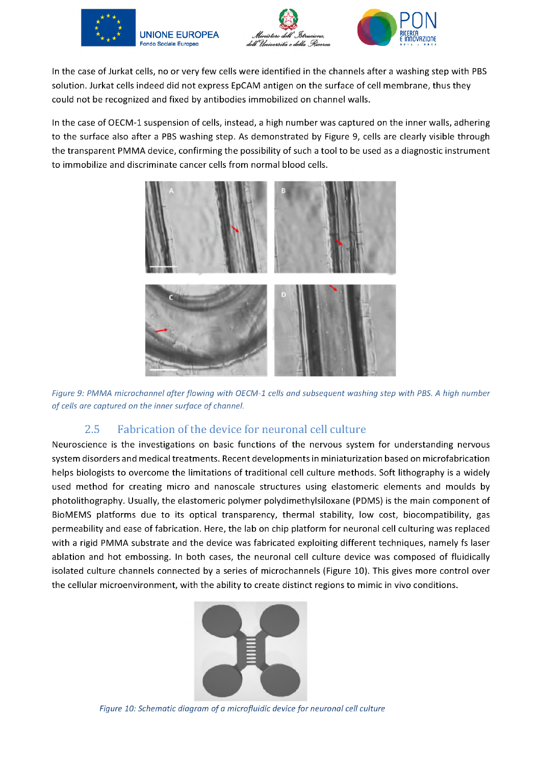In the case of Jurkat cells, no or very few cells were identified in the channels after a washing step with PBS solution. Jurkat cells indeed did not express EpCAM antigen on the surface of cell membrane, thus they could not be recognized and fixed by antibodies immobilized on channel walls.

In the case of OECM-1 suspension of cells, instead, a high number was captured on the inner walls, adhering to the surface also after a PBS washing step. As demonstrated by Figure 9, cells are clearly visible through the transparent PMMA device, confirming the possibility of such a tool to be used as a diagnostic instrument to immobilize and discriminate cancer cells from normal blood cells.

*Figure 9: PMMA microchannel after flowing with OECM-1 cells and subsequent washing step with PBS. A high number of cells are captured on the inner surface of channel.*

## 2.5 Fabrication of the device for neuronal cell culture

Neuroscience is the investigations on basic functions of the nervous system for understanding nervous system disorders and medical treatments. Recent developments in miniaturization based on microfabrication helps biologists to overcome the limitations of traditional cell culture methods. Soft lithography is a widely used method for creating micro and nanoscale structures using elastomeric elements and moulds by photolithography. Usually, the elastomeric polymer polydimethylsiloxane (PDMS) is the main component of BioMEMS platforms due to its optical transparency, thermal stability, low cost, biocompatibility, gas permeability and ease of fabrication. Here, the lab on chip platform for neuronal cell culturing was replaced with a rigid PMMA substrate and the device was fabricated exploiting different techniques, namely fs laser ablation and hot embossing. In both cases, the neuronal cell culture device was composed of fluidically isolated culture channels connected by a series of microchannels (Figure 10). This gives more control over the cellular microenvironment, with the ability to create distinct regions to mimic in vivo conditions.

*Figure 10: Schematic diagram of a microfluidic device for neuronal cell culture*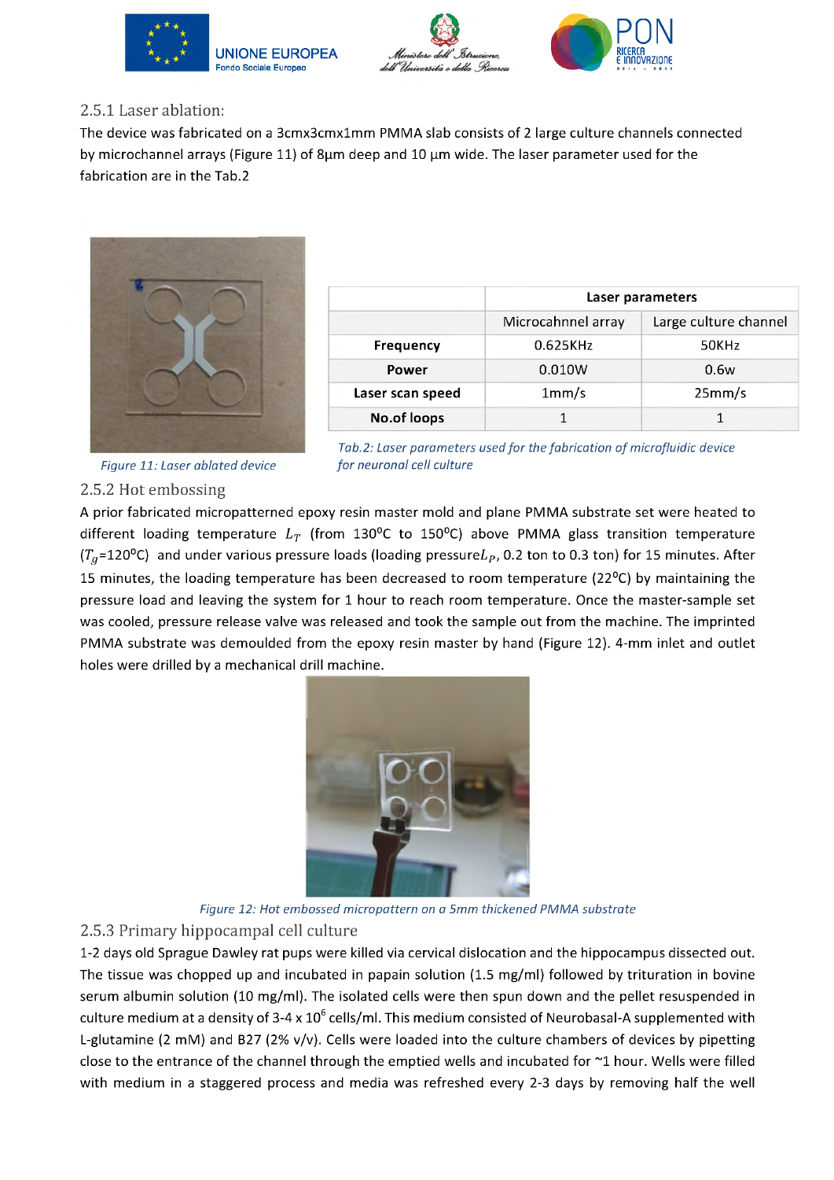### 2.5.1 Laser ablation:

The device was fabricated on a 3cmx3cmx1mm PMMA slab consists of 2 large culture channels connected by microchannel arrays (Figure 11) of 8µm deep and 10 µm wide. The laser parameter used for the fabrication are in the Tab.2

Figure 11: Laser ablated device

| | Laser parameters | |
|---|---|---|
| | Microcahnnel array | Large culture channel |
| **Frequency** | 0.625KHz | 50KHz |
| **Power** | 0.010W | 0.6w |
| **Laser scan speed** | 1mm/s | 25mm/s |
| **No.of loops** | 1 | 1 |

*Tab.2: Laser parameters used for the fabrication of microfluidic device for neuronal cell culture*

### 2.5.2 Hot embossing

A prior fabricated micropatterned epoxy resin master mold and plane PMMA substrate set were heated to different loading temperature $L_T$ (from 130ºC to 150ºC) above PMMA glass transition temperature ($T_g$=120ºC) and under various pressure loads (loading pressure$L_P$, 0.2 ton to 0.3 ton) for 15 minutes. After 15 minutes, the loading temperature has decreased to room temperature (22ºC) by maintaining the pressure load and leaving the system for 1 hour to reach room temperature. Once the master-sample set was cooled, pressure release valve was released and took the sample out from the machine. The imprinted PMMA substrate was demoulded from the epoxy resin master by hand (Figure 12). 4-mm inlet and outlet holes were drilled by a mechanical drill machine.

*Figure 12: Hot embossed micropattern on a 5mm thickened PMMA substrate*

### 2.5.3 Primary hippocampal cell culture

1-2 days old Sprague Dawley rat pups were killed via cervical dislocation and the hippocampus dissected out. The tissue was chopped up and incubated in papain solution (1.5 mg/ml) followed by trituration in bovine serum albumin solution (10 mg/ml). The isolated cells were then spun down and the pellet resuspended in culture medium at a density of 3-4 x $10^6$ cells/ml. This medium consisted of Neurobasal-A supplemented with L-glutamine (2 mM) and B27 (2% v/v). Cells were loaded into the culture chambers of devices by pipetting close to the entrance of the channel through the emptied wells and incubated for ~1 hour. Wells were filled with medium in a staggered process and media was refreshed every 2-3 days by removing half the well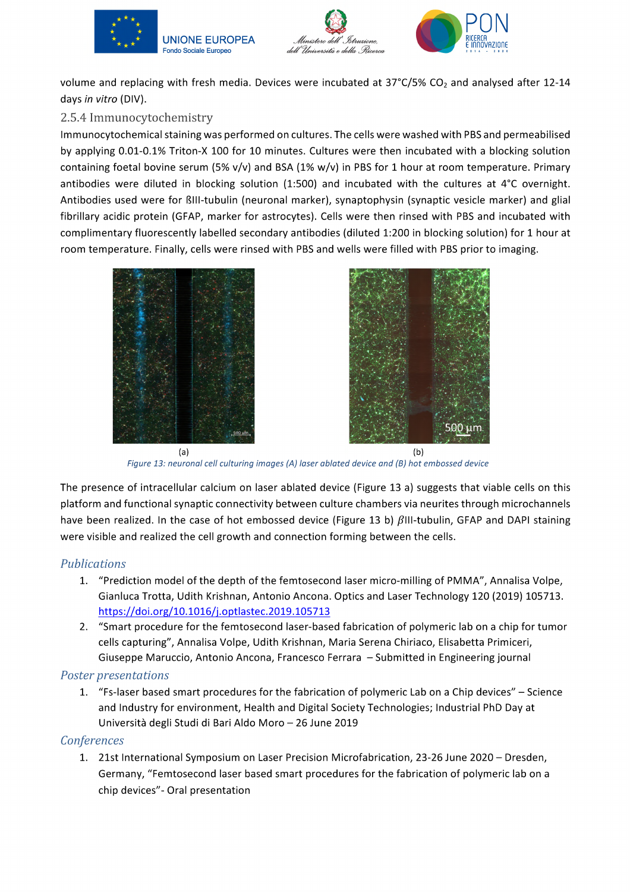volume and replacing with fresh media. Devices were incubated at 37°C/5% $CO_2$ and analysed after 12-14 days *in vitro* (DIV).

### 2.5.4 Immunocytochemistry

Immunocytochemical staining was performed on cultures. The cells were washed with PBS and permeabilised by applying 0.01-0.1% Triton-X 100 for 10 minutes. Cultures were then incubated with a blocking solution containing foetal bovine serum (5% v/v) and BSA (1% w/v) in PBS for 1 hour at room temperature. Primary antibodies were diluted in blocking solution (1:500) and incubated with the cultures at 4°C overnight. Antibodies used were for ßIII-tubulin (neuronal marker), synaptophysin (synaptic vesicle marker) and glial fibrillary acidic protein (GFAP, marker for astrocytes). Cells were then rinsed with PBS and incubated with complimentary fluorescently labelled secondary antibodies (diluted 1:200 in blocking solution) for 1 hour at room temperature. Finally, cells were rinsed with PBS and wells were filled with PBS prior to imaging.

(a) (b)

*Figure 13: neuronal cell culturing images (A) laser ablated device and (B) hot embossed device*

The presence of intracellular calcium on laser ablated device (Figure 13 a) suggests that viable cells on this platform and functional synaptic connectivity between culture chambers via neurites through microchannels have been realized. In the case of hot embossed device (Figure 13 b) $\beta$III-tubulin, GFAP and DAPI staining were visible and realized the cell growth and connection forming between the cells.

## *Publications*

1. "Prediction model of the depth of the femtosecond laser micro-milling of PMMA", Annalisa Volpe, Gianluca Trotta, Udith Krishnan, Antonio Ancona. Optics and Laser Technology 120 (2019) 105713. https://doi.org/10.1016/j.optlastec.2019.105713
2. "Smart procedure for the femtosecond laser-based fabrication of polymeric lab on a chip for tumor cells capturing", Annalisa Volpe, Udith Krishnan, Maria Serena Chiriaco, Elisabetta Primiceri, Giuseppe Maruccio, Antonio Ancona, Francesco Ferrara – Submitted in Engineering journal

## *Poster presentations*

1. "Fs-laser based smart procedures for the fabrication of polymeric Lab on a Chip devices" – Science and Industry for environment, Health and Digital Society Technologies; Industrial PhD Day at Università degli Studi di Bari Aldo Moro – 26 June 2019

## *Conferences*

1. 21st International Symposium on Laser Precision Microfabrication, 23-26 June 2020 – Dresden, Germany, "Femtosecond laser based smart procedures for the fabrication of polymeric lab on a chip devices"- Oral presentation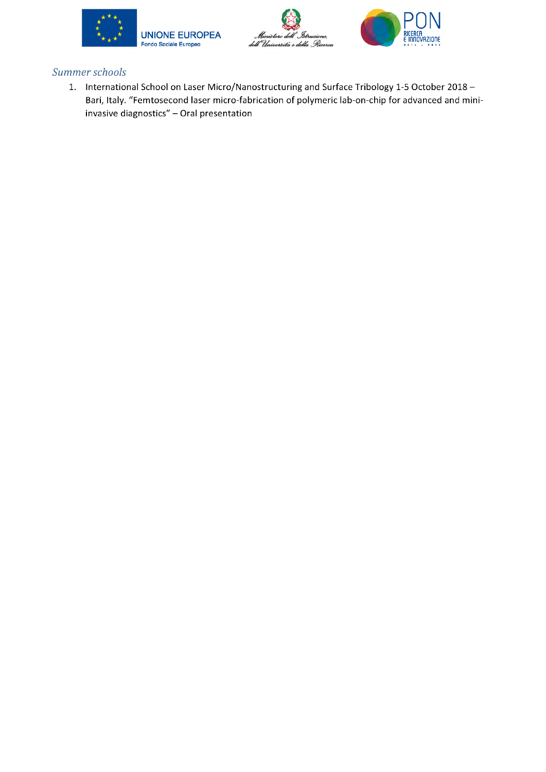## *Summer schools*

1. International School on Laser Micro/Nanostructuring and Surface Tribology 1-5 October 2018 – Bari, Italy. "Femtosecond laser micro-fabrication of polymeric lab-on-chip for advanced and mini-invasive diagnostics" – Oral presentation